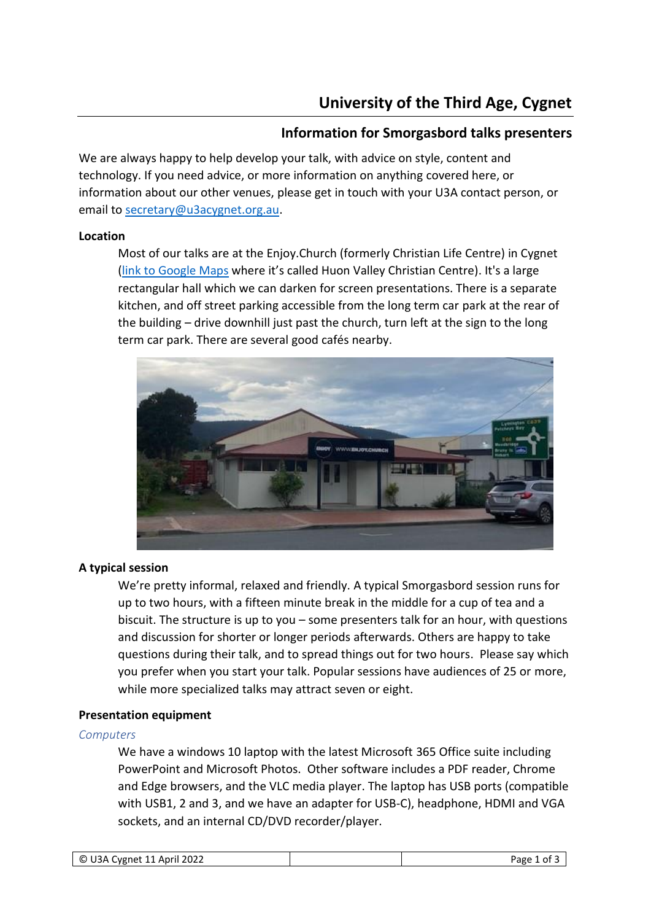# University of the Third Age, Cygnet

## Information for Smorgasbord talks presenters

We are always happy to help develop your talk, with advice on style, content and technology. If you need advice, or more information on anything covered here, or information about our other venues, please get in touch with your U3A contact person, or email to [secretary@u3acygnet.org.au](mailto:secretary@u3acygnet.org.au).

**Location**

Most of our talks are at the Enjoy.Church (formerly Christian Life Centre) in Cygnet ([link to Google Maps]() where it's called Huon Valley Christian Centre). It's a large rectangular hall which we can darken for screen presentations. There is a separate kitchen, and off street parking accessible from the long term car park at the rear of the building – drive downhill just past the church, turn left at the sign to the long term car park. There are several good cafés nearby.

**A typical session**

We're pretty informal, relaxed and friendly. A typical Smorgasbord session runs for up to two hours, with a fifteen minute break in the middle for a cup of tea and a biscuit. The structure is up to you – some presenters talk for an hour, with questions and discussion for shorter or longer periods afterwards. Others are happy to take questions during their talk, and to spread things out for two hours. Please say which you prefer when you start your talk. Popular sessions have audiences of 25 or more, while more specialized talks may attract seven or eight.

**Presentation equipment**

*Computers*

We have a windows 10 laptop with the latest Microsoft 365 Office suite including PowerPoint and Microsoft Photos. Other software includes a PDF reader, Chrome and Edge browsers, and the VLC media player. The laptop has USB ports (compatible with USB1, 2 and 3, and we have an adapter for USB-C), headphone, HDMI and VGA sockets, and an internal CD/DVD recorder/player.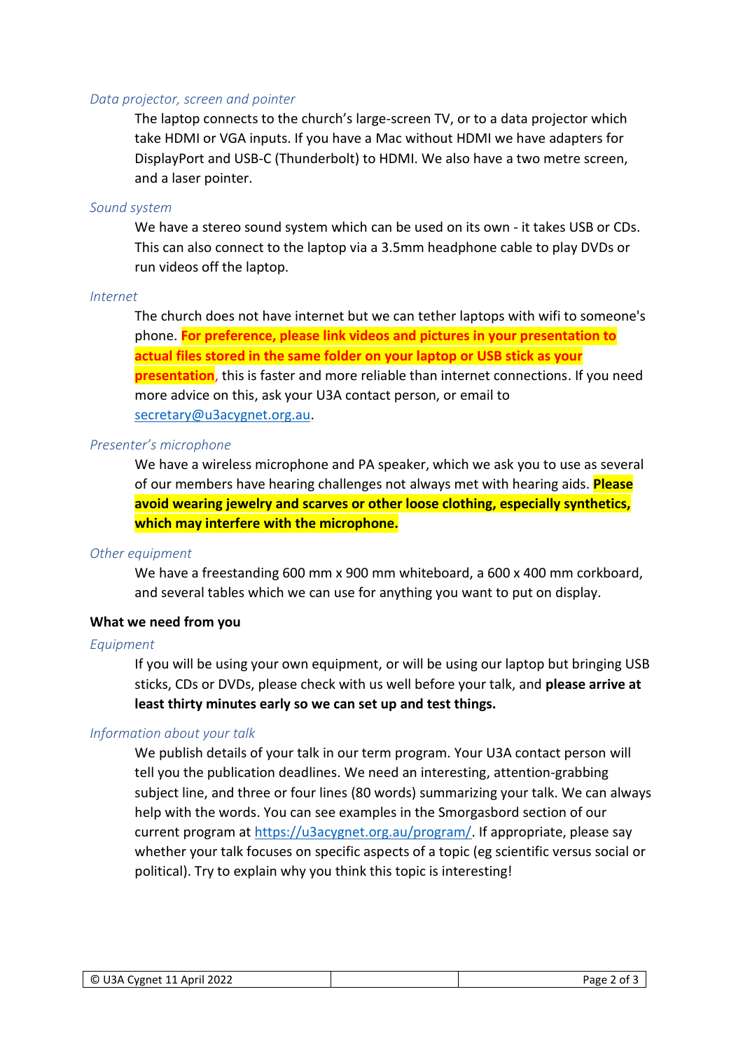*Data projector, screen and pointer*

The laptop connects to the church's large-screen TV, or to a data projector which take HDMI or VGA inputs. If you have a Mac without HDMI we have adapters for DisplayPort and USB-C (Thunderbolt) to HDMI. We also have a two metre screen, and a laser pointer.

*Sound system*

We have a stereo sound system which can be used on its own - it takes USB or CDs. This can also connect to the laptop via a 3.5mm headphone cable to play DVDs or run videos off the laptop.

*Internet*

The church does not have internet but we can tether laptops with wifi to someone's phone. **For preference, please link videos and pictures in your presentation to actual files stored in the same folder on your laptop or USB stick as your presentation**, this is faster and more reliable than internet connections. If you need more advice on this, ask your U3A contact person, or email to secretary@u3acygnet.org.au.

*Presenter's microphone*

We have a wireless microphone and PA speaker, which we ask you to use as several of our members have hearing challenges not always met with hearing aids. **Please avoid wearing jewelry and scarves or other loose clothing, especially synthetics, which may interfere with the microphone.**

*Other equipment*

We have a freestanding 600 mm x 900 mm whiteboard, a 600 x 400 mm corkboard, and several tables which we can use for anything you want to put on display.

**What we need from you**

*Equipment*

If you will be using your own equipment, or will be using our laptop but bringing USB sticks, CDs or DVDs, please check with us well before your talk, and **please arrive at least thirty minutes early so we can set up and test things.**

*Information about your talk*

We publish details of your talk in our term program. Your U3A contact person will tell you the publication deadlines. We need an interesting, attention-grabbing subject line, and three or four lines (80 words) summarizing your talk. We can always help with the words. You can see examples in the Smorgasbord section of our current program at https://u3acygnet.org.au/program/. If appropriate, please say whether your talk focuses on specific aspects of a topic (eg scientific versus social or political). Try to explain why you think this topic is interesting!

© U3A Cygnet 11 April 2022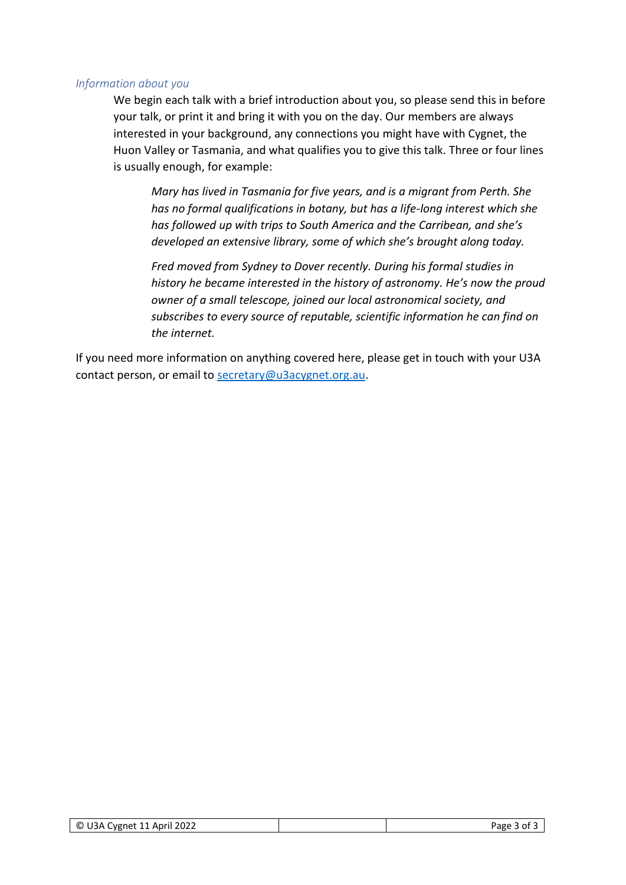### *Information about you*

We begin each talk with a brief introduction about you, so please send this in before your talk, or print it and bring it with you on the day. Our members are always interested in your background, any connections you might have with Cygnet, the Huon Valley or Tasmania, and what qualifies you to give this talk. Three or four lines is usually enough, for example:

> *Mary has lived in Tasmania for five years, and is a migrant from Perth. She has no formal qualifications in botany, but has a life-long interest which she has followed up with trips to South America and the Carribean, and she's developed an extensive library, some of which she's brought along today.*
>
> *Fred moved from Sydney to Dover recently. During his formal studies in history he became interested in the history of astronomy. He's now the proud owner of a small telescope, joined our local astronomical society, and subscribes to every source of reputable, scientific information he can find on the internet.*

If you need more information on anything covered here, please get in touch with your U3A contact person, or email to secretary@u3acygnet.org.au.